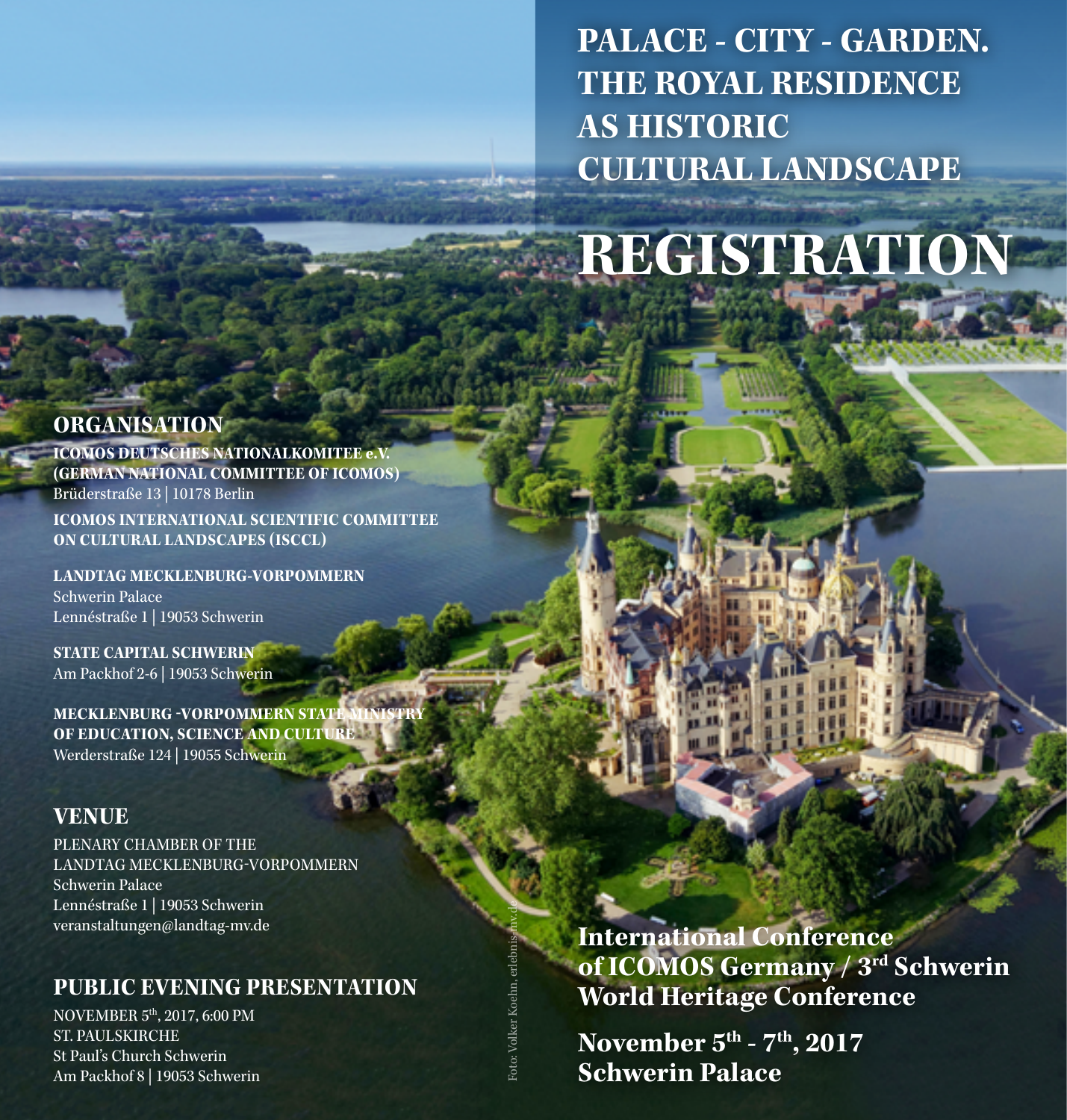# PALACE - CITY - GARDEN. THE ROYAL RESIDENCE AS HISTORIC CULTURAL LANDSCAPE

# REGISTRATION

## ORGANISATION

**ICOMOS DEUTSCHES NATIONALKOMITEE e.V. (GERMAN NATIONAL COMMITTEE OF ICOMOS)**
Brüderstraße 13 | 10178 Berlin

**ICOMOS INTERNATIONAL SCIENTIFIC COMMITTEE ON CULTURAL LANDSCAPES (ISCCL)**

**LANDTAG MECKLENBURG-VORPOMMERN**
Schwerin Palace
Lennéstraße 1 | 19053 Schwerin

**STATE CAPITAL SCHWERIN**
Am Packhof 2-6 | 19053 Schwerin

**MECKLENBURG -VORPOMMERN STATE MINISTRY OF EDUCATION, SCIENCE AND CULTURE**
Werderstraße 124 | 19055 Schwerin

## VENUE

PLENARY CHAMBER OF THE LANDTAG MECKLENBURG-VORPOMMERN
Schwerin Palace
Lennéstraße 1 | 19053 Schwerin
veranstaltungen@landtag-mv.de

## PUBLIC EVENING PRESENTATION

NOVEMBER 5th, 2017, 6:00 PM
ST. PAULSKIRCHE
St Paul's Church Schwerin
Am Packhof 8 | 19053 Schwerin

Foto: Volker Koehn, erlebnis-mv.de

**International Conference of ICOMOS Germany / 3rd Schwerin World Heritage Conference**

**November 5th - 7th, 2017**
**Schwerin Palace**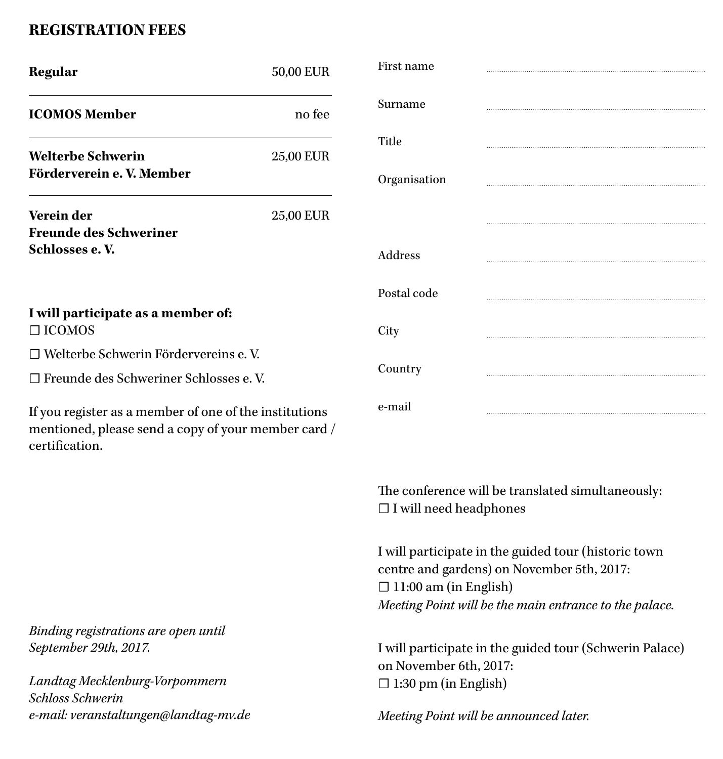## REGISTRATION FEES

| | |
|---|---|
| **Regular** | 50,00 EUR |
| **ICOMOS Member** | no fee |
| **Welterbe Schwerin Förderverein e. V. Member** | 25,00 EUR |
| **Verein der Freunde des Schweriner Schlosses e. V.** | 25,00 EUR |

**I will participate as a member of:**

❒ ICOMOS

❒ Welterbe Schwerin Fördervereins e. V.

❒ Freunde des Schweriner Schlosses e. V.

If you register as a member of one of the institutions mentioned, please send a copy of your member card / certification.

*Binding registrations are open until September 29th, 2017.*

*Landtag Mecklenburg-Vorpommern*
*Schloss Schwerin*
*e-mail: veranstaltungen@landtag-mv.de*

First name ..............................

Surname ..............................

Title ..............................

Organisation ..............................

..............................

Address ..............................

Postal code ..............................

City ..............................

Country ..............................

e-mail ..............................

The conference will be translated simultaneously:

❒ I will need headphones

I will participate in the guided tour (historic town centre and gardens) on November 5th, 2017:

❒ 11:00 am (in English)

*Meeting Point will be the main entrance to the palace.*

I will participate in the guided tour (Schwerin Palace) on November 6th, 2017:

❒ 1:30 pm (in English)

*Meeting Point will be announced later.*